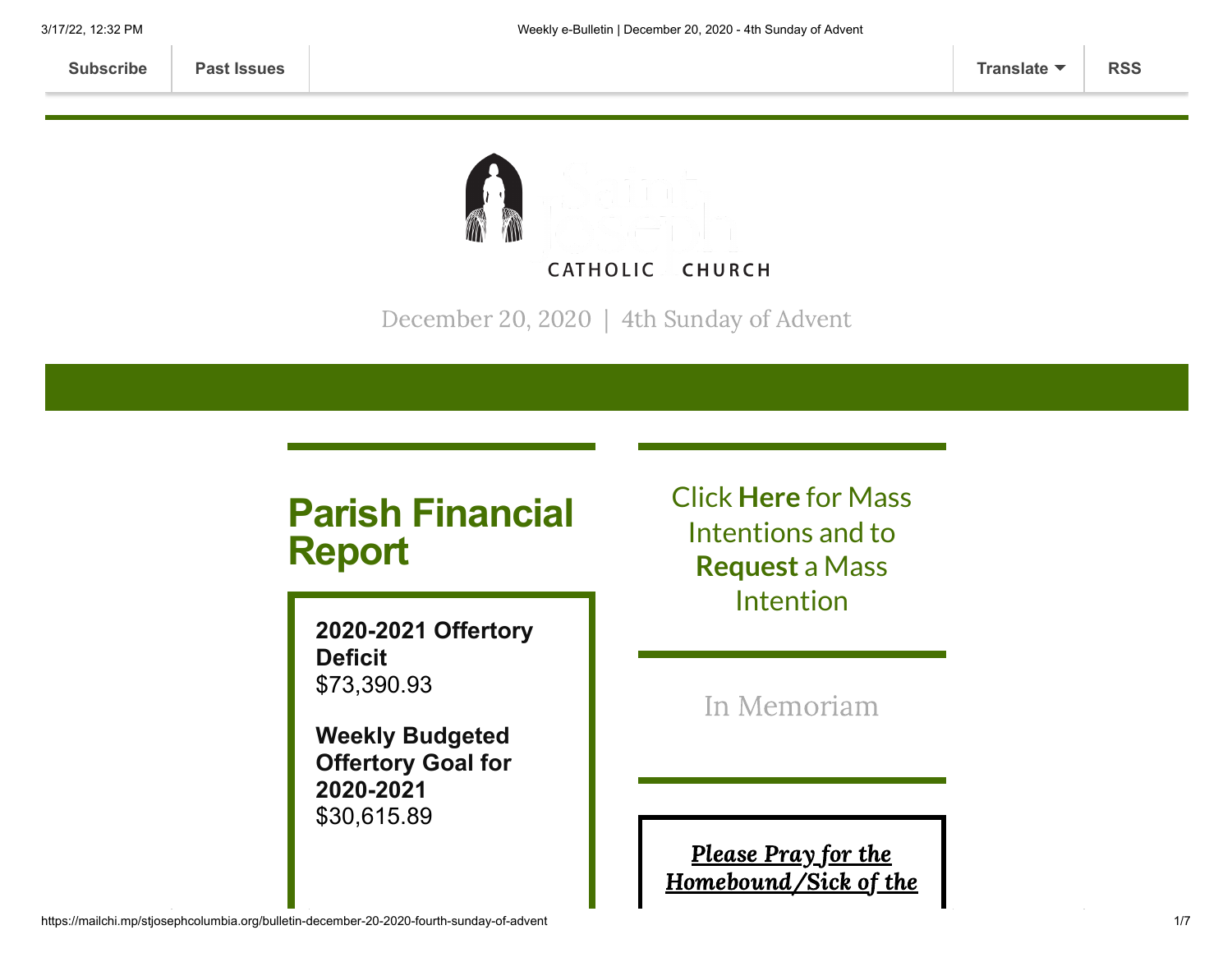Subscribe | Past Issues | Translate | RSS

CATHOLIC CHURCH

December 20, 2020 | 4th Sunday of Advent

# Parish Financial Report

**2020-2021 Offertory Deficit**
$73,390.93

**Weekly Budgeted Offertory Goal for 2020-2021**
$30,615.89

Click **Here** for Mass Intentions and to **Request** a Mass Intention

In Memoriam

***Please Pray for the Homebound/Sick of the***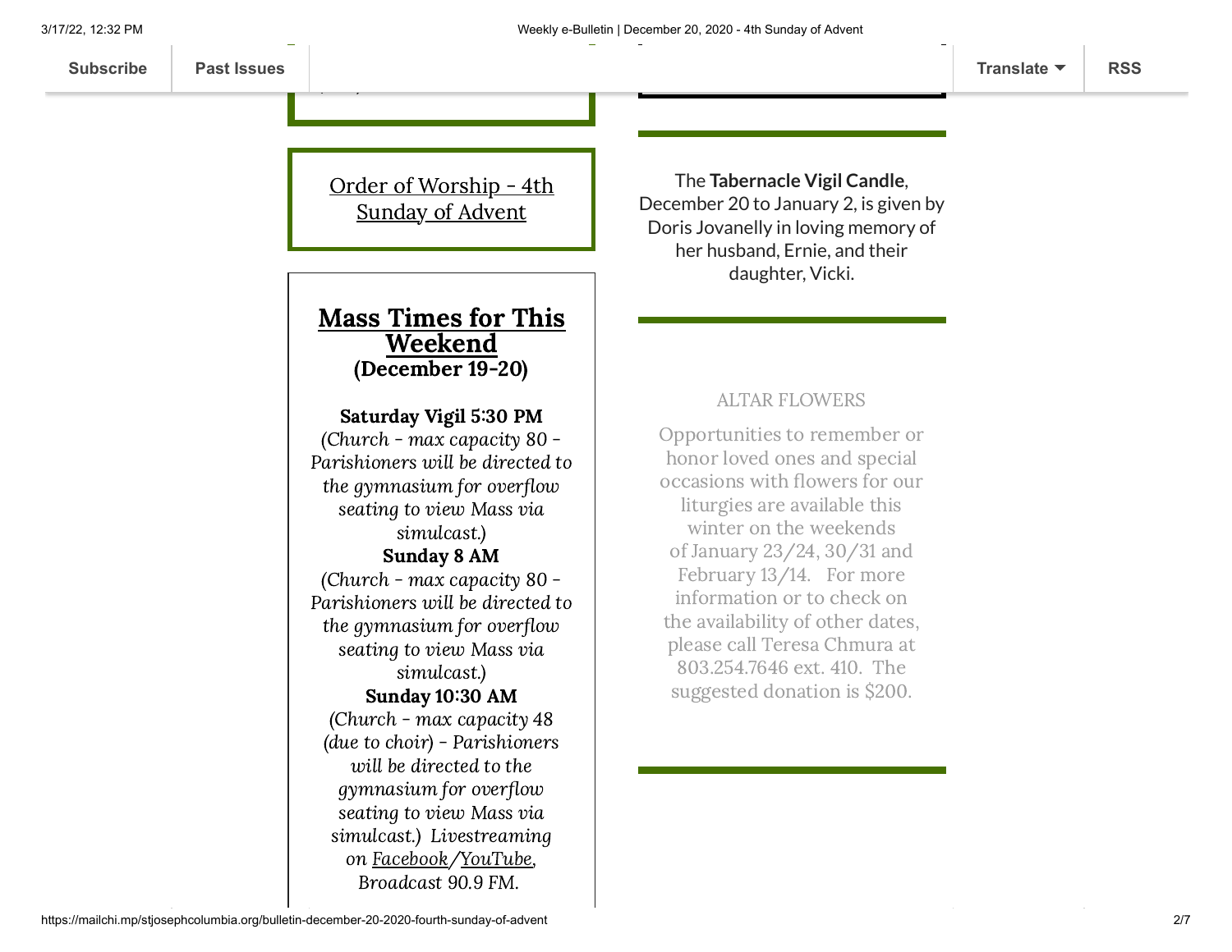Order of Worship - 4th Sunday of Advent

## Mass Times for This Weekend
### (December 19-20)

**Saturday Vigil 5:30 PM**
*(Church - max capacity 80 - Parishioners will be directed to the gymnasium for overflow seating to view Mass via simulcast.)*
**Sunday 8 AM**
*(Church - max capacity 80 - Parishioners will be directed to the gymnasium for overflow seating to view Mass via simulcast.)*
**Sunday 10:30 AM**
*(Church - max capacity 48 (due to choir) - Parishioners will be directed to the gymnasium for overflow seating to view Mass via simulcast.) Livestreaming on Facebook/YouTube, Broadcast 90.9 FM.*

The **Tabernacle Vigil Candle**, December 20 to January 2, is given by Doris Jovanelly in loving memory of her husband, Ernie, and their daughter, Vicki.

ALTAR FLOWERS

Opportunities to remember or honor loved ones and special occasions with flowers for our liturgies are available this winter on the weekends of January 23/24, 30/31 and February 13/14. For more information or to check on the availability of other dates, please call Teresa Chmura at 803.254.7646 ext. 410. The suggested donation is $200.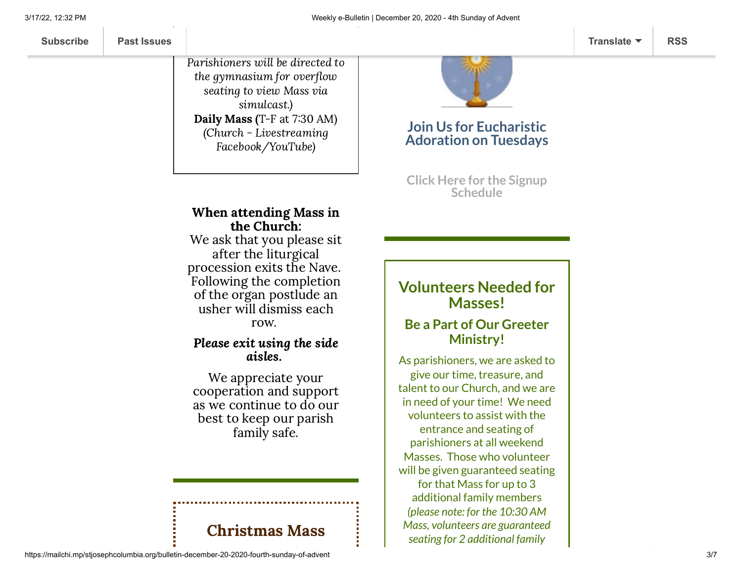*Parishioners will be directed to the gymnasium for overflow seating to view Mass via simulcast.)*
**Daily Mass (**T-F at 7:30 AM)
*(Church - Livestreaming Facebook/YouTube)*

**When attending Mass in the Church:**
We ask that you please sit after the liturgical procession exits the Nave. Following the completion of the organ postlude an usher will dismiss each row.

***Please exit using the side aisles.***

We appreciate your cooperation and support as we continue to do our best to keep our parish family safe.

## Christmas Mass

## Join Us for Eucharistic Adoration on Tuesdays

**Click Here for the Signup Schedule**

## Volunteers Needed for Masses!

### Be a Part of Our Greeter Ministry!

As parishioners, we are asked to give our time, treasure, and talent to our Church, and we are in need of your time! We need volunteers to assist with the entrance and seating of parishioners at all weekend Masses. Those who volunteer will be given guaranteed seating for that Mass for up to 3 additional family members *(please note: for the 10:30 AM Mass, volunteers are guaranteed seating for 2 additional family*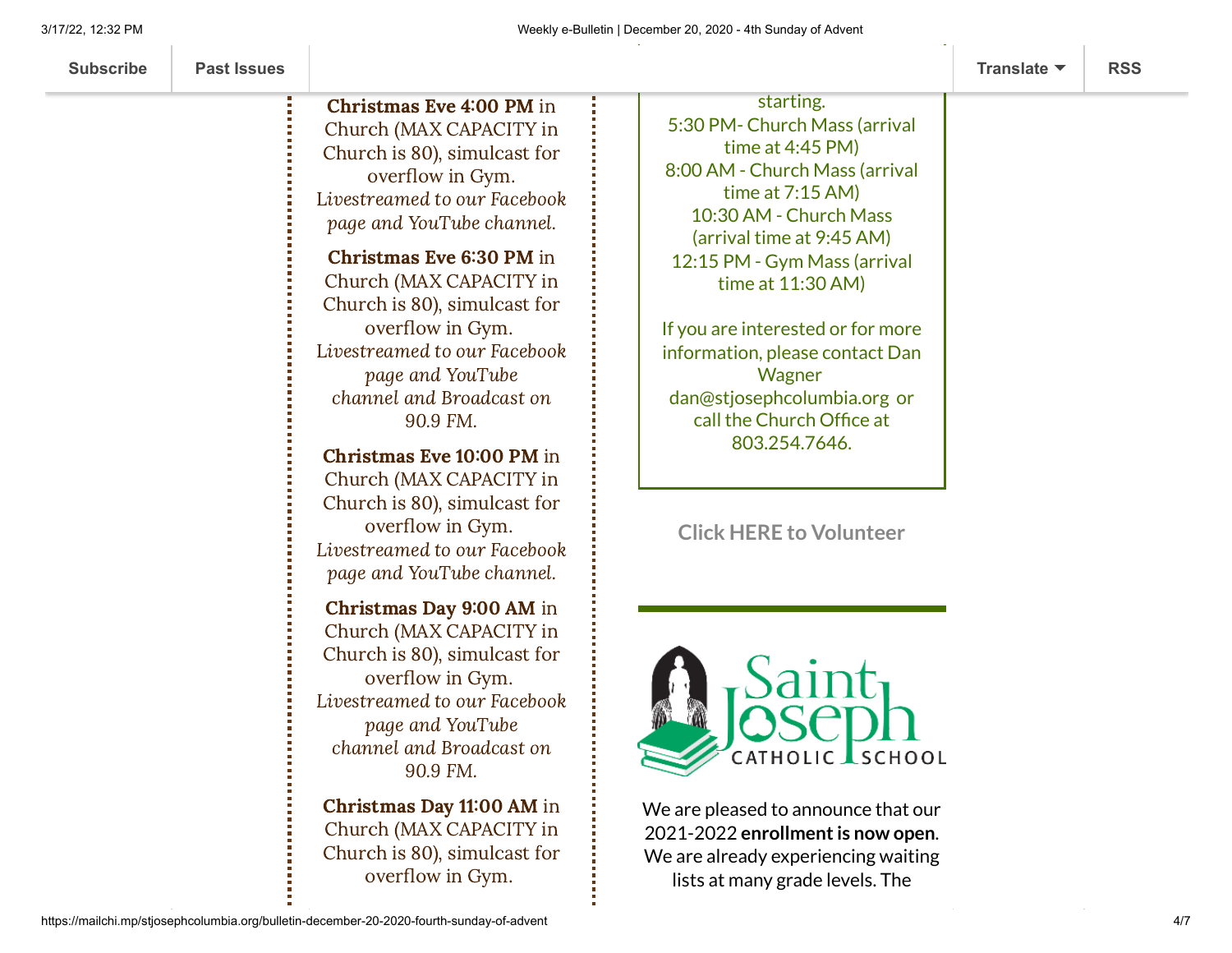Subscribe | Past Issues | Translate | RSS

**Christmas Eve 4:00 PM** in Church (MAX CAPACITY in Church is 80), simulcast for overflow in Gym. *Livestreamed to our Facebook page and YouTube channel.*

**Christmas Eve 6:30 PM** in Church (MAX CAPACITY in Church is 80), simulcast for overflow in Gym. *Livestreamed to our Facebook page and YouTube channel and Broadcast on 90.9 FM.*

**Christmas Eve 10:00 PM** in Church (MAX CAPACITY in Church is 80), simulcast for overflow in Gym. *Livestreamed to our Facebook page and YouTube channel.*

**Christmas Day 9:00 AM** in Church (MAX CAPACITY in Church is 80), simulcast for overflow in Gym. *Livestreamed to our Facebook page and YouTube channel and Broadcast on 90.9 FM.*

**Christmas Day 11:00 AM** in Church (MAX CAPACITY in Church is 80), simulcast for overflow in Gym.

starting.
5:30 PM- Church Mass (arrival time at 4:45 PM)
8:00 AM - Church Mass (arrival time at 7:15 AM)
10:30 AM - Church Mass (arrival time at 9:45 AM)
12:15 PM - Gym Mass (arrival time at 11:30 AM)

If you are interested or for more information, please contact Dan Wagner dan@stjosephcolumbia.org or call the Church Office at 803.254.7646.

**Click HERE to Volunteer**

Saint Joseph CATHOLIC SCHOOL

We are pleased to announce that our 2021-2022 **enrollment is now open**. We are already experiencing waiting lists at many grade levels. The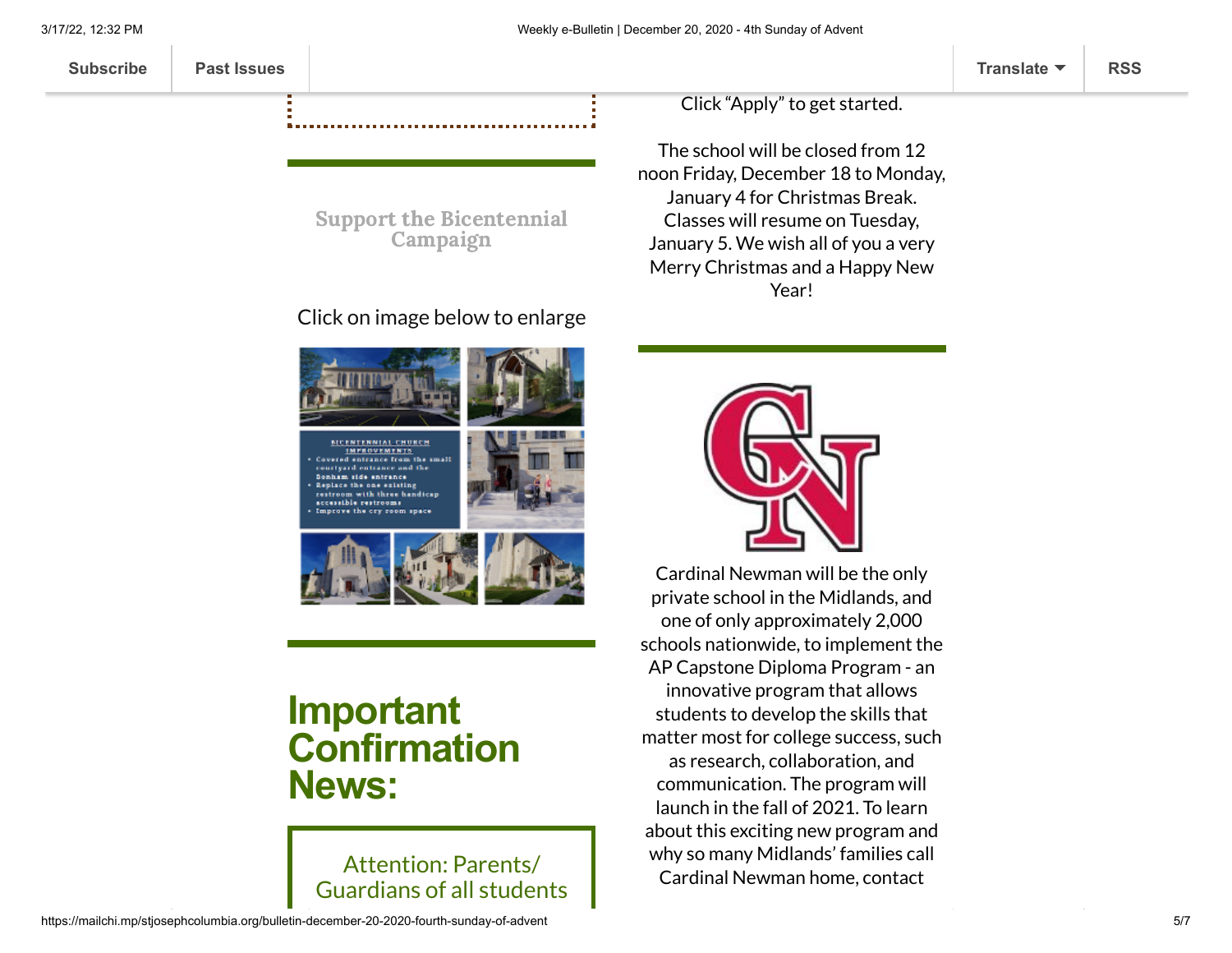Support the Bicentennial Campaign

Click on image below to enlarge

# Important Confirmation News:

Attention: Parents/ Guardians of all students

Click "Apply" to get started.

The school will be closed from 12 noon Friday, December 18 to Monday, January 4 for Christmas Break. Classes will resume on Tuesday, January 5. We wish all of you a very Merry Christmas and a Happy New Year!

Cardinal Newman will be the only private school in the Midlands, and one of only approximately 2,000 schools nationwide, to implement the AP Capstone Diploma Program - an innovative program that allows students to develop the skills that matter most for college success, such as research, collaboration, and communication. The program will launch in the fall of 2021. To learn about this exciting new program and why so many Midlands' families call Cardinal Newman home, contact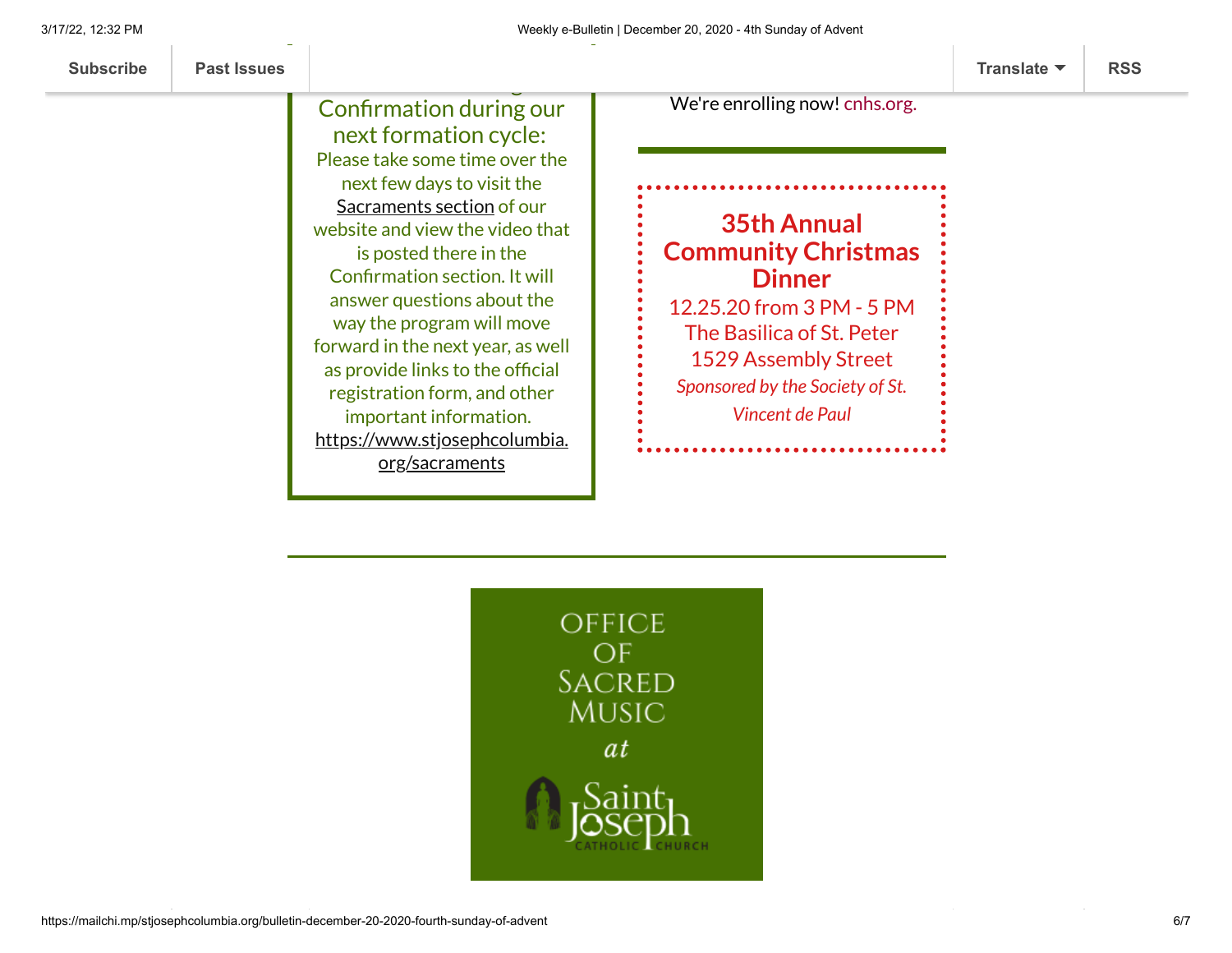Confirmation during our next formation cycle:

Please take some time over the next few days to visit the Sacraments section of our website and view the video that is posted there in the Confirmation section. It will answer questions about the way the program will move forward in the next year, as well as provide links to the official registration form, and other important information. https://www.stjosephcolumbia.org/sacraments

We're enrolling now! cnhs.org.

**35th Annual Community Christmas Dinner**

12.25.20 from 3 PM - 5 PM
The Basilica of St. Peter
1529 Assembly Street

*Sponsored by the Society of St. Vincent de Paul*

OFFICE OF SACRED MUSIC *at* Saint Joseph CATHOLIC CHURCH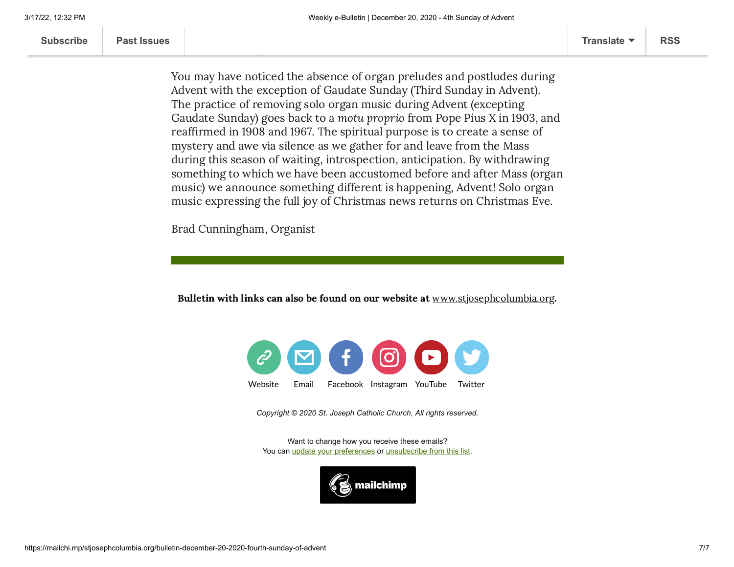You may have noticed the absence of organ preludes and postludes during Advent with the exception of Gaudate Sunday (Third Sunday in Advent). The practice of removing solo organ music during Advent (excepting Gaudate Sunday) goes back to a *motu proprio* from Pope Pius X in 1903, and reaffirmed in 1908 and 1967. The spiritual purpose is to create a sense of mystery and awe via silence as we gather for and leave from the Mass during this season of waiting, introspection, anticipation. By withdrawing something to which we have been accustomed before and after Mass (organ music) we announce something different is happening, Advent! Solo organ music expressing the full joy of Christmas news returns on Christmas Eve.

Brad Cunningham, Organist

**Bulletin with links can also be found on our website at** www.stjosephcolumbia.org**.**

Website Email Facebook Instagram YouTube Twitter

*Copyright © 2020 St. Joseph Catholic Church, All rights reserved.*

Want to change how you receive these emails?
You can update your preferences or unsubscribe from this list.